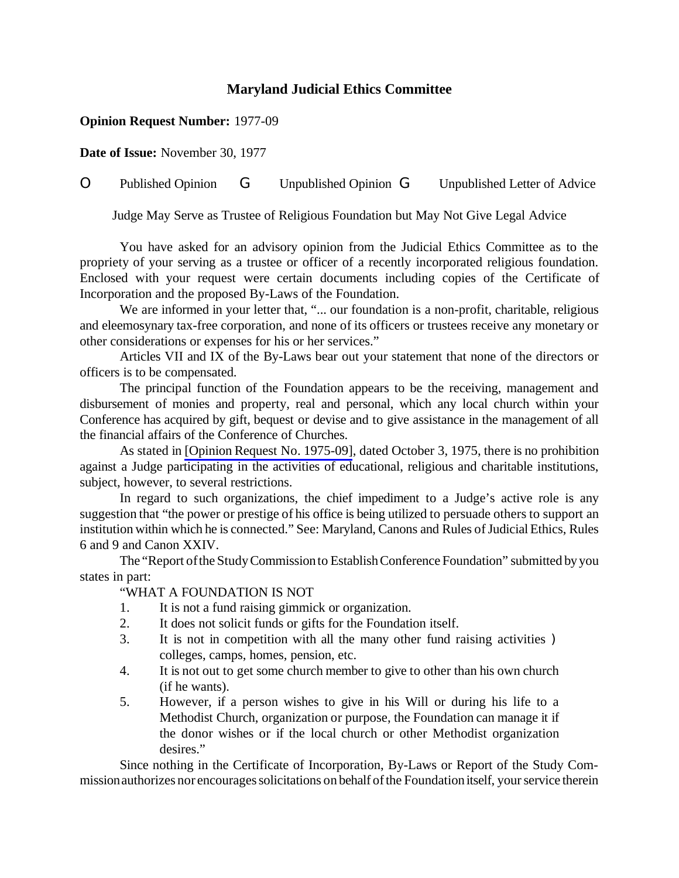# Maryland Judicial Ethics Committee

**Opinion Request Number:** 1977-09

**Date of Issue:** November 30, 1977

O Published Opinion G Unpublished Opinion G Unpublished Letter of Advice

Judge May Serve as Trustee of Religious Foundation but May Not Give Legal Advice

You have asked for an advisory opinion from the Judicial Ethics Committee as to the propriety of your serving as a trustee or officer of a recently incorporated religious foundation. Enclosed with your request were certain documents including copies of the Certificate of Incorporation and the proposed By-Laws of the Foundation.

We are informed in your letter that, "... our foundation is a non-profit, charitable, religious and eleemosynary tax-free corporation, and none of its officers or trustees receive any monetary or other considerations or expenses for his or her services."

Articles VII and IX of the By-Laws bear out your statement that none of the directors or officers is to be compensated.

The principal function of the Foundation appears to be the receiving, management and disbursement of monies and property, real and personal, which any local church within your Conference has acquired by gift, bequest or devise and to give assistance in the management of all the financial affairs of the Conference of Churches.

As stated in [Opinion Request No. 1975-09], dated October 3, 1975, there is no prohibition against a Judge participating in the activities of educational, religious and charitable institutions, subject, however, to several restrictions.

In regard to such organizations, the chief impediment to a Judge's active role is any suggestion that "the power or prestige of his office is being utilized to persuade others to support an institution within which he is connected." See: Maryland, Canons and Rules of Judicial Ethics, Rules 6 and 9 and Canon XXIV.

The "Report of the Study Commission to Establish Conference Foundation" submitted by you states in part:

"WHAT A FOUNDATION IS NOT

1. It is not a fund raising gimmick or organization.
2. It does not solicit funds or gifts for the Foundation itself.
3. It is not in competition with all the many other fund raising activities ) colleges, camps, homes, pension, etc.
4. It is not out to get some church member to give to other than his own church (if he wants).
5. However, if a person wishes to give in his Will or during his life to a Methodist Church, organization or purpose, the Foundation can manage it if the donor wishes or if the local church or other Methodist organization desires."

Since nothing in the Certificate of Incorporation, By-Laws or Report of the Study Commission authorizes nor encourages solicitations on behalf of the Foundation itself, your service therein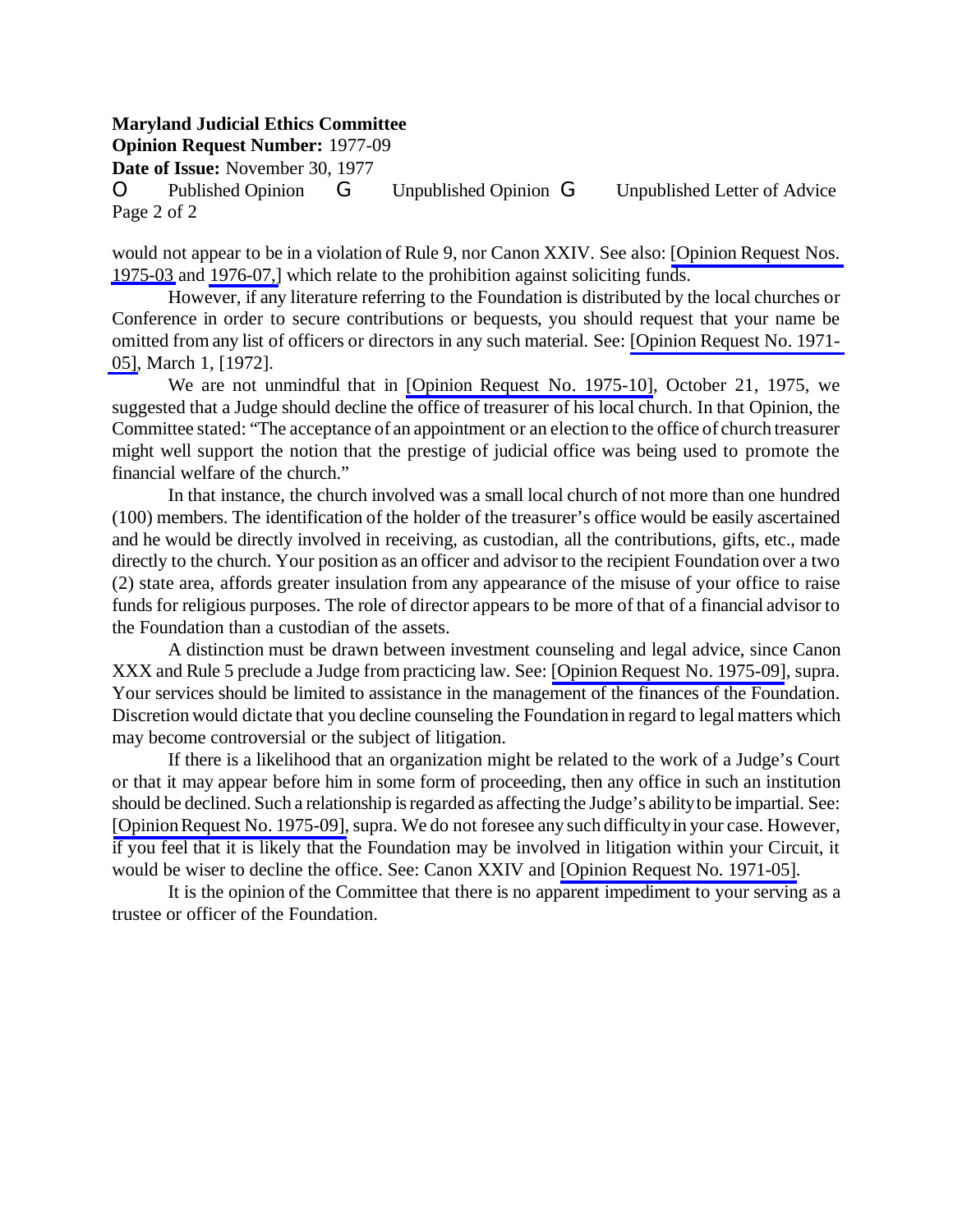**Maryland Judicial Ethics Committee**
**Opinion Request Number:** 1977-09
**Date of Issue:** November 30, 1977
O Published Opinion G Unpublished Opinion G Unpublished Letter of Advice

would not appear to be in a violation of Rule 9, nor Canon XXIV. See also: [Opinion Request Nos. 1975-03 and 1976-07,] which relate to the prohibition against soliciting funds.

However, if any literature referring to the Foundation is distributed by the local churches or Conference in order to secure contributions or bequests, you should request that your name be omitted from any list of officers or directors in any such material. See: [Opinion Request No. 1971-05], March 1, [1972].

We are not unmindful that in [Opinion Request No. 1975-10], October 21, 1975, we suggested that a Judge should decline the office of treasurer of his local church. In that Opinion, the Committee stated: "The acceptance of an appointment or an election to the office of church treasurer might well support the notion that the prestige of judicial office was being used to promote the financial welfare of the church."

In that instance, the church involved was a small local church of not more than one hundred (100) members. The identification of the holder of the treasurer's office would be easily ascertained and he would be directly involved in receiving, as custodian, all the contributions, gifts, etc., made directly to the church. Your position as an officer and advisor to the recipient Foundation over a two (2) state area, affords greater insulation from any appearance of the misuse of your office to raise funds for religious purposes. The role of director appears to be more of that of a financial advisor to the Foundation than a custodian of the assets.

A distinction must be drawn between investment counseling and legal advice, since Canon XXX and Rule 5 preclude a Judge from practicing law. See: [Opinion Request No. 1975-09], supra. Your services should be limited to assistance in the management of the finances of the Foundation. Discretion would dictate that you decline counseling the Foundation in regard to legal matters which may become controversial or the subject of litigation.

If there is a likelihood that an organization might be related to the work of a Judge's Court or that it may appear before him in some form of proceeding, then any office in such an institution should be declined. Such a relationship is regarded as affecting the Judge's ability to be impartial. See: [Opinion Request No. 1975-09], supra. We do not foresee any such difficulty in your case. However, if you feel that it is likely that the Foundation may be involved in litigation within your Circuit, it would be wiser to decline the office. See: Canon XXIV and [Opinion Request No. 1971-05].

It is the opinion of the Committee that there is no apparent impediment to your serving as a trustee or officer of the Foundation.